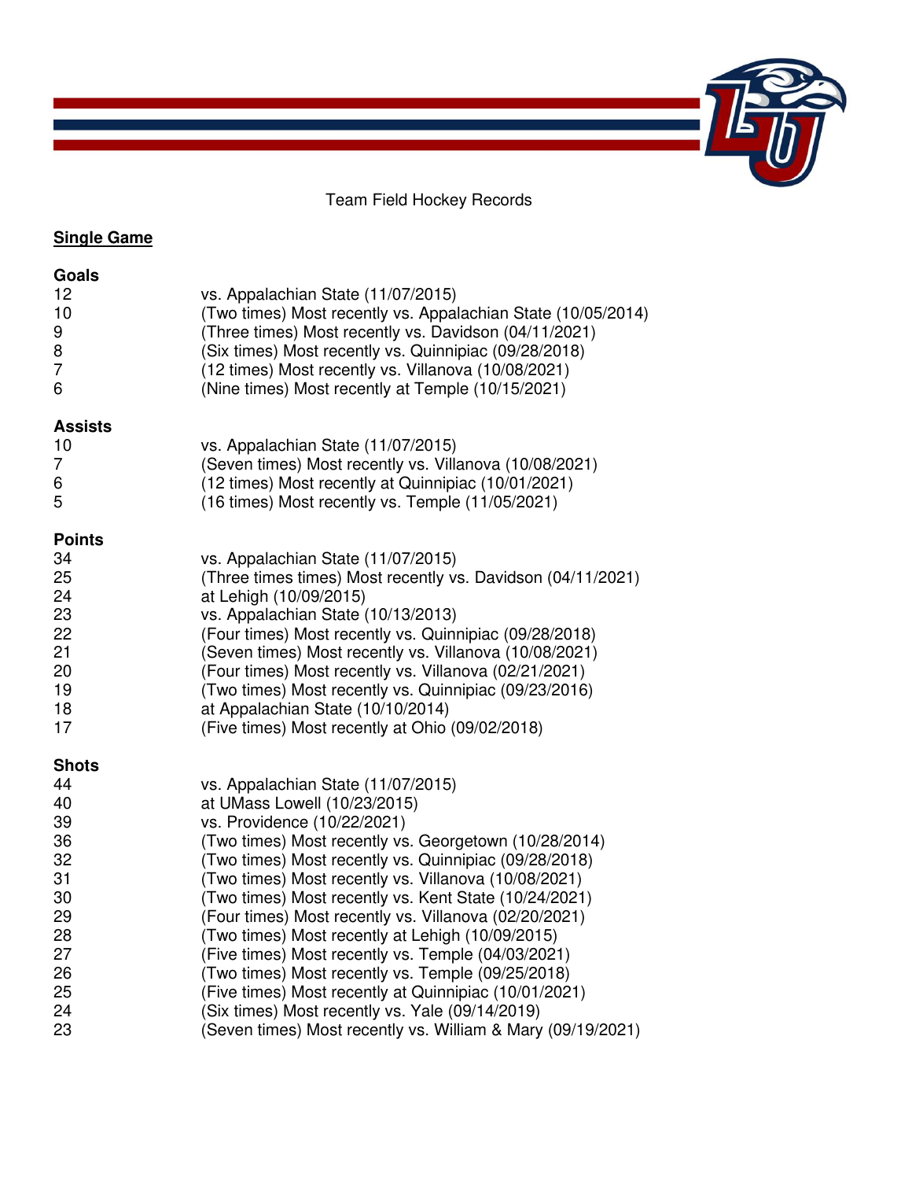Team Field Hockey Records

## Single Game

### Goals

| | |
|---|---|
| 12 | vs. Appalachian State (11/07/2015) |
| 10 | (Two times) Most recently vs. Appalachian State (10/05/2014) |
| 9 | (Three times) Most recently vs. Davidson (04/11/2021) |
| 8 | (Six times) Most recently vs. Quinnipiac (09/28/2018) |
| 7 | (12 times) Most recently vs. Villanova (10/08/2021) |
| 6 | (Nine times) Most recently at Temple (10/15/2021) |

### Assists

| | |
|---|---|
| 10 | vs. Appalachian State (11/07/2015) |
| 7 | (Seven times) Most recently vs. Villanova (10/08/2021) |
| 6 | (12 times) Most recently at Quinnipiac (10/01/2021) |
| 5 | (16 times) Most recently vs. Temple (11/05/2021) |

### Points

| | |
|---|---|
| 34 | vs. Appalachian State (11/07/2015) |
| 25 | (Three times times) Most recently vs. Davidson (04/11/2021) |
| 24 | at Lehigh (10/09/2015) |
| 23 | vs. Appalachian State (10/13/2013) |
| 22 | (Four times) Most recently vs. Quinnipiac (09/28/2018) |
| 21 | (Seven times) Most recently vs. Villanova (10/08/2021) |
| 20 | (Four times) Most recently vs. Villanova (02/21/2021) |
| 19 | (Two times) Most recently vs. Quinnipiac (09/23/2016) |
| 18 | at Appalachian State (10/10/2014) |
| 17 | (Five times) Most recently at Ohio (09/02/2018) |

### Shots

| | |
|---|---|
| 44 | vs. Appalachian State (11/07/2015) |
| 40 | at UMass Lowell (10/23/2015) |
| 39 | vs. Providence (10/22/2021) |
| 36 | (Two times) Most recently vs. Georgetown (10/28/2014) |
| 32 | (Two times) Most recently vs. Quinnipiac (09/28/2018) |
| 31 | (Two times) Most recently vs. Villanova (10/08/2021) |
| 30 | (Two times) Most recently vs. Kent State (10/24/2021) |
| 29 | (Four times) Most recently vs. Villanova (02/20/2021) |
| 28 | (Two times) Most recently at Lehigh (10/09/2015) |
| 27 | (Five times) Most recently vs. Temple (04/03/2021) |
| 26 | (Two times) Most recently vs. Temple (09/25/2018) |
| 25 | (Five times) Most recently at Quinnipiac (10/01/2021) |
| 24 | (Six times) Most recently vs. Yale (09/14/2019) |
| 23 | (Seven times) Most recently vs. William & Mary (09/19/2021) |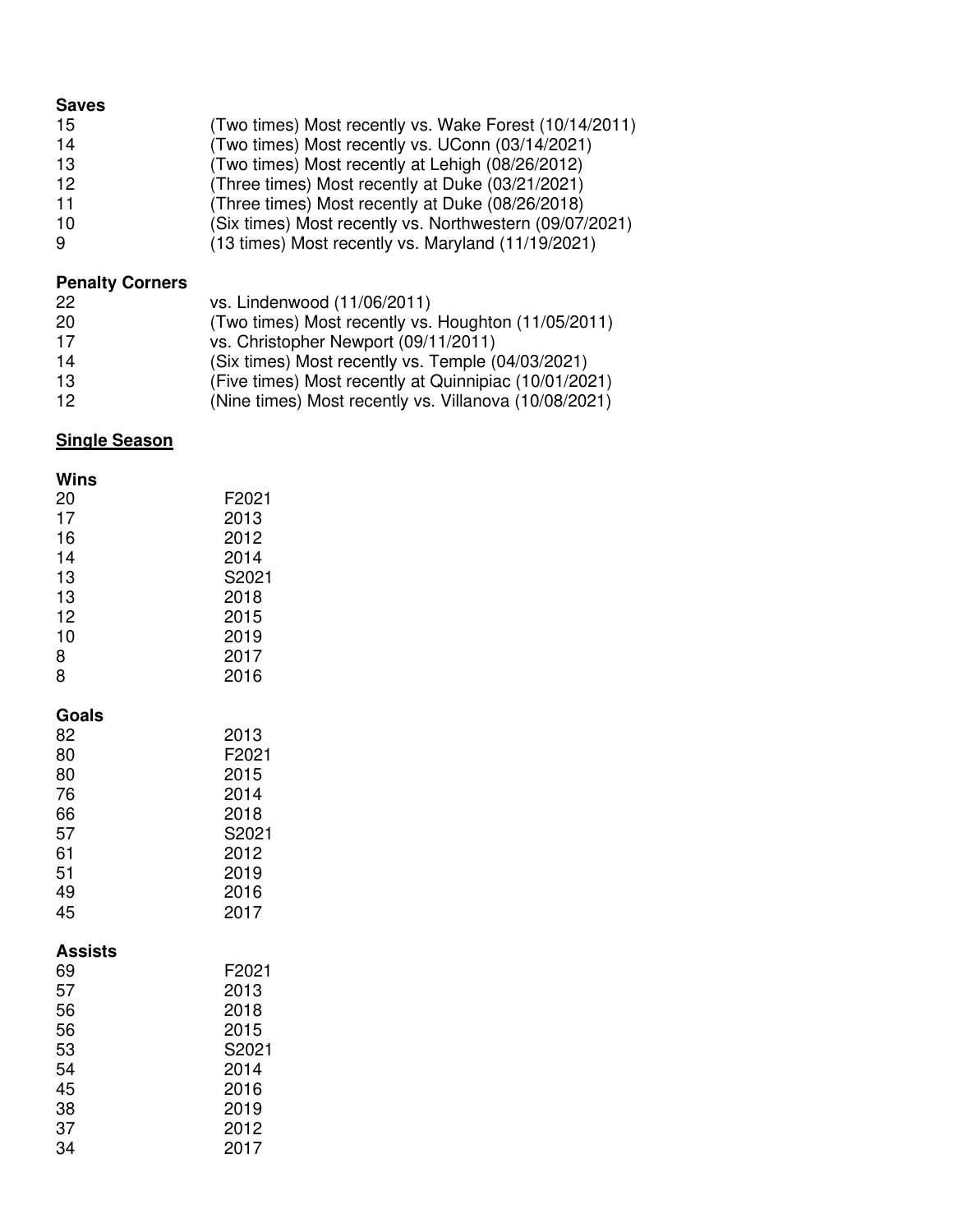**Saves**

| | |
|---|---|
| 15 | (Two times) Most recently vs. Wake Forest (10/14/2011) |
| 14 | (Two times) Most recently vs. UConn (03/14/2021) |
| 13 | (Two times) Most recently at Lehigh (08/26/2012) |
| 12 | (Three times) Most recently at Duke (03/21/2021) |
| 11 | (Three times) Most recently at Duke (08/26/2018) |
| 10 | (Six times) Most recently vs. Northwestern (09/07/2021) |
| 9 | (13 times) Most recently vs. Maryland (11/19/2021) |

**Penalty Corners**

| | |
|---|---|
| 22 | vs. Lindenwood (11/06/2011) |
| 20 | (Two times) Most recently vs. Houghton (11/05/2011) |
| 17 | vs. Christopher Newport (09/11/2011) |
| 14 | (Six times) Most recently vs. Temple (04/03/2021) |
| 13 | (Five times) Most recently at Quinnipiac (10/01/2021) |
| 12 | (Nine times) Most recently vs. Villanova (10/08/2021) |

## Single Season

**Wins**

| | |
|---|---|
| 20 | F2021 |
| 17 | 2013 |
| 16 | 2012 |
| 14 | 2014 |
| 13 | S2021 |
| 13 | 2018 |
| 12 | 2015 |
| 10 | 2019 |
| 8 | 2017 |
| 8 | 2016 |

**Goals**

| | |
|---|---|
| 82 | 2013 |
| 80 | F2021 |
| 80 | 2015 |
| 76 | 2014 |
| 66 | 2018 |
| 57 | S2021 |
| 61 | 2012 |
| 51 | 2019 |
| 49 | 2016 |
| 45 | 2017 |

**Assists**

| | |
|---|---|
| 69 | F2021 |
| 57 | 2013 |
| 56 | 2018 |
| 56 | 2015 |
| 53 | S2021 |
| 54 | 2014 |
| 45 | 2016 |
| 38 | 2019 |
| 37 | 2012 |
| 34 | 2017 |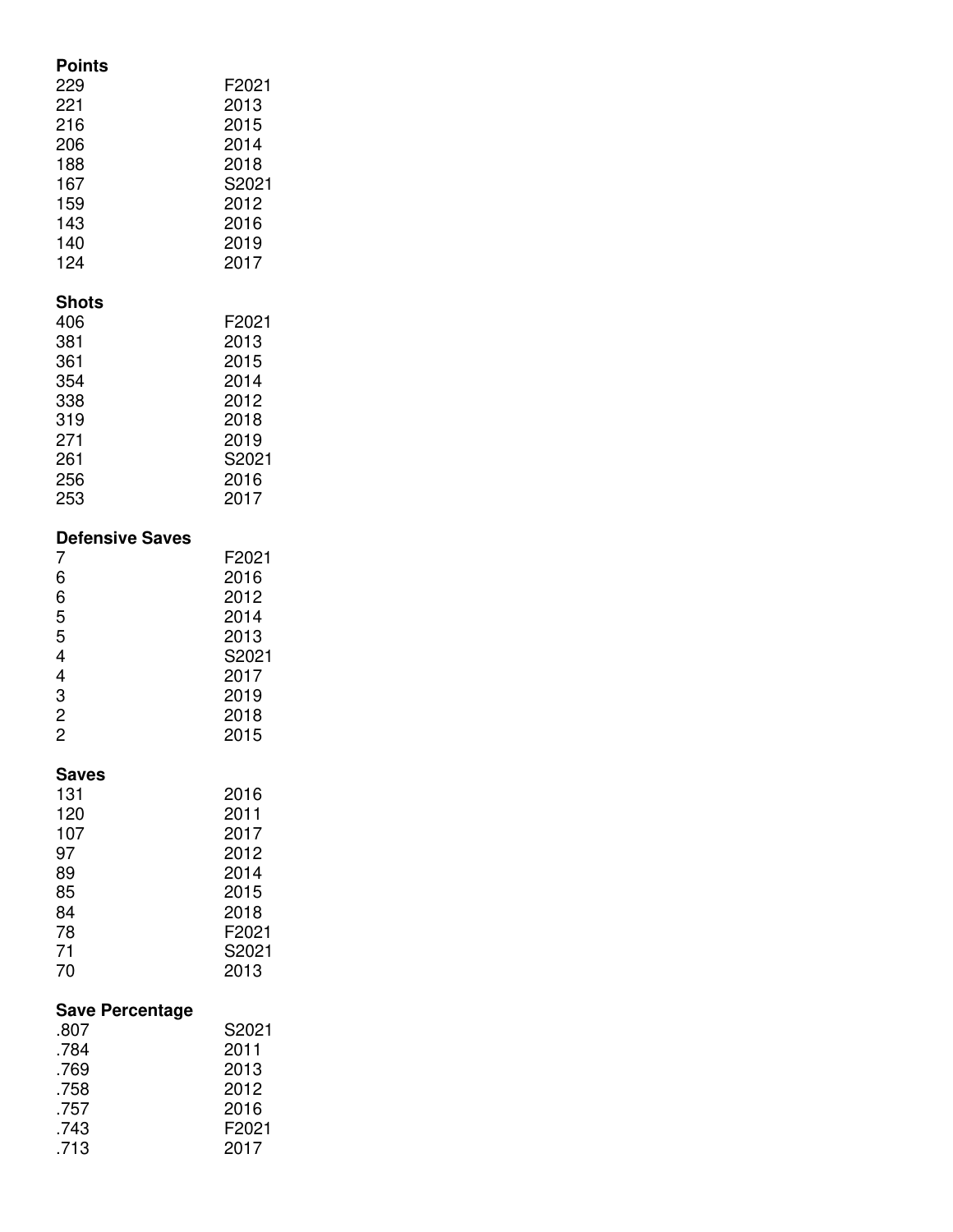**Points**

| | |
|---|---|
| 229 | F2021 |
| 221 | 2013 |
| 216 | 2015 |
| 206 | 2014 |
| 188 | 2018 |
| 167 | S2021 |
| 159 | 2012 |
| 143 | 2016 |
| 140 | 2019 |
| 124 | 2017 |

**Shots**

| | |
|---|---|
| 406 | F2021 |
| 381 | 2013 |
| 361 | 2015 |
| 354 | 2014 |
| 338 | 2012 |
| 319 | 2018 |
| 271 | 2019 |
| 261 | S2021 |
| 256 | 2016 |
| 253 | 2017 |

**Defensive Saves**

| | |
|---|---|
| 7 | F2021 |
| 6 | 2016 |
| 6 | 2012 |
| 5 | 2014 |
| 5 | 2013 |
| 4 | S2021 |
| 4 | 2017 |
| 3 | 2019 |
| 2 | 2018 |
| 2 | 2015 |

**Saves**

| | |
|---|---|
| 131 | 2016 |
| 120 | 2011 |
| 107 | 2017 |
| 97 | 2012 |
| 89 | 2014 |
| 85 | 2015 |
| 84 | 2018 |
| 78 | F2021 |
| 71 | S2021 |
| 70 | 2013 |

**Save Percentage**

| | |
|---|---|
| .807 | S2021 |
| .784 | 2011 |
| .769 | 2013 |
| .758 | 2012 |
| .757 | 2016 |
| .743 | F2021 |
| .713 | 2017 |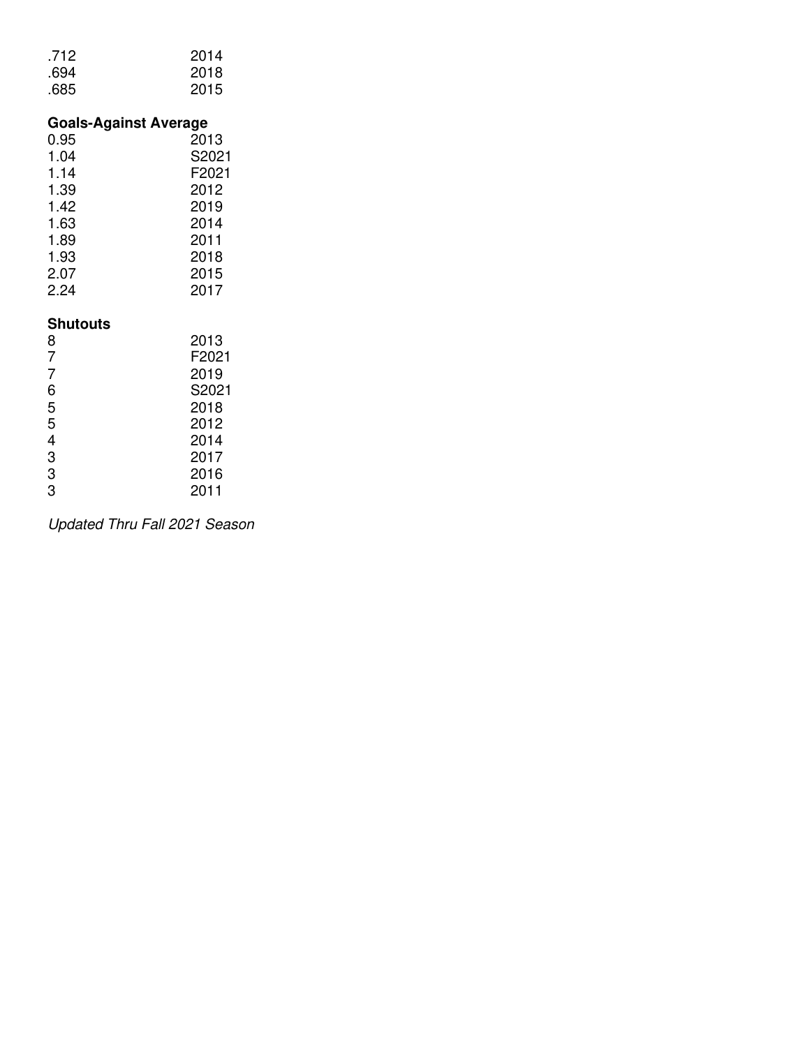| | |
|---|---|
| .712 | 2014 |
| .694 | 2018 |
| .685 | 2015 |

**Goals-Against Average**

| | |
|---|---|
| 0.95 | 2013 |
| 1.04 | S2021 |
| 1.14 | F2021 |
| 1.39 | 2012 |
| 1.42 | 2019 |
| 1.63 | 2014 |
| 1.89 | 2011 |
| 1.93 | 2018 |
| 2.07 | 2015 |
| 2.24 | 2017 |

**Shutouts**

| | |
|---|---|
| 8 | 2013 |
| 7 | F2021 |
| 7 | 2019 |
| 6 | S2021 |
| 5 | 2018 |
| 5 | 2012 |
| 4 | 2014 |
| 3 | 2017 |
| 3 | 2016 |
| 3 | 2011 |

*Updated Thru Fall 2021 Season*